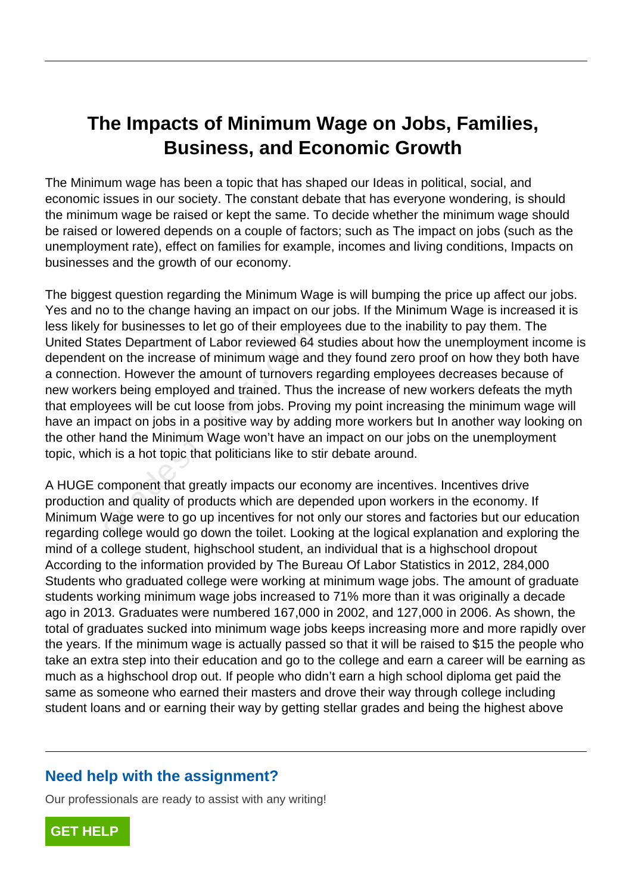# The Impacts of Minimum Wage on Jobs, Families, Business, and Economic Growth

The Minimum wage has been a topic that has shaped our Ideas in political, social, and economic issues in our society. The constant debate that has everyone wondering, is should the minimum wage be raised or kept the same. To decide whether the minimum wage should be raised or lowered depends on a couple of factors; such as The impact on jobs (such as the unemployment rate), effect on families for example, incomes and living conditions, Impacts on businesses and the growth of our economy.

The biggest question regarding the Minimum Wage is will bumping the price up affect our jobs. Yes and no to the change having an impact on our jobs. If the Minimum Wage is increased it is less likely for businesses to let go of their employees due to the inability to pay them. The United States Department of Labor reviewed 64 studies about how the unemployment income is dependent on the increase of minimum wage and they found zero proof on how they both have a connection. However the amount of turnovers regarding employees decreases because of new workers being employed and trained. Thus the increase of new workers defeats the myth that employees will be cut loose from jobs. Proving my point increasing the minimum wage will have an impact on jobs in a positive way by adding more workers but In another way looking on the other hand the Minimum Wage won't have an impact on our jobs on the unemployment topic, which is a hot topic that politicians like to stir debate around.

A HUGE component that greatly impacts our economy are incentives. Incentives drive production and quality of products which are depended upon workers in the economy. If Minimum Wage were to go up incentives for not only our stores and factories but our education regarding college would go down the toilet. Looking at the logical explanation and exploring the mind of a college student, highschool student, an individual that is a highschool dropout According to the information provided by The Bureau Of Labor Statistics in 2012, 284,000 Students who graduated college were working at minimum wage jobs. The amount of graduate students working minimum wage jobs increased to 71% more than it was originally a decade ago in 2013. Graduates were numbered 167,000 in 2002, and 127,000 in 2006. As shown, the total of graduates sucked into minimum wage jobs keeps increasing more and more rapidly over the years. If the minimum wage is actually passed so that it will be raised to $15 the people who take an extra step into their education and go to the college and earn a career will be earning as much as a highschool drop out. If people who didn't earn a high school diploma get paid the same as someone who earned their masters and drove their way through college including student loans and or earning their way by getting stellar grades and being the highest above

## Need help with the assignment?

Our professionals are ready to assist with any writing!

GET HELP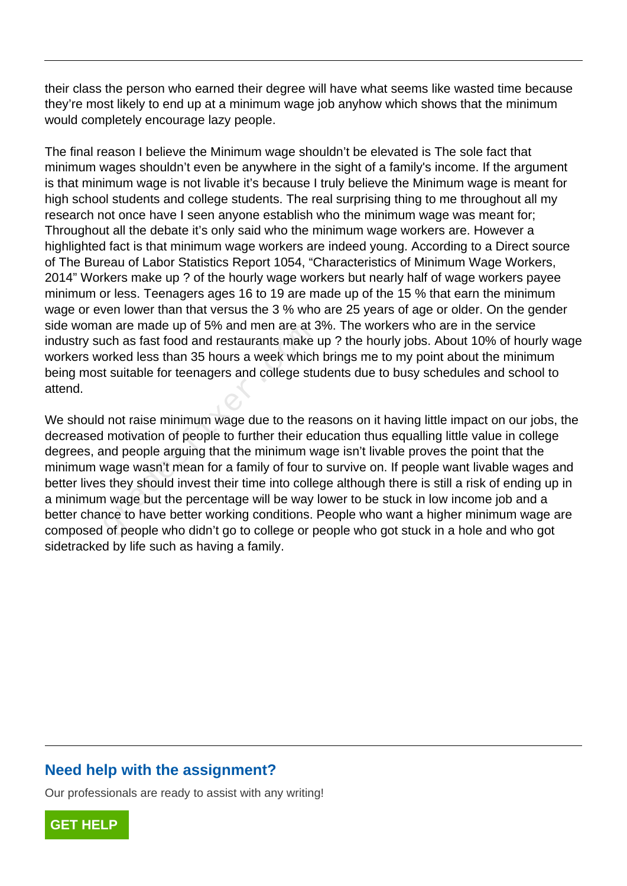their class the person who earned their degree will have what seems like wasted time because they're most likely to end up at a minimum wage job anyhow which shows that the minimum would completely encourage lazy people.

The final reason I believe the Minimum wage shouldn't be elevated is The sole fact that minimum wages shouldn't even be anywhere in the sight of a family's income. If the argument is that minimum wage is not livable it's because I truly believe the Minimum wage is meant for high school students and college students. The real surprising thing to me throughout all my research not once have I seen anyone establish who the minimum wage was meant for; Throughout all the debate it's only said who the minimum wage workers are. However a highlighted fact is that minimum wage workers are indeed young. According to a Direct source of The Bureau of Labor Statistics Report 1054, "Characteristics of Minimum Wage Workers, 2014" Workers make up ? of the hourly wage workers but nearly half of wage workers payee minimum or less. Teenagers ages 16 to 19 are made up of the 15 % that earn the minimum wage or even lower than that versus the 3 % who are 25 years of age or older. On the gender side woman are made up of 5% and men are at 3%. The workers who are in the service industry such as fast food and restaurants make up ? the hourly jobs. About 10% of hourly wage workers worked less than 35 hours a week which brings me to my point about the minimum being most suitable for teenagers and college students due to busy schedules and school to attend.

We should not raise minimum wage due to the reasons on it having little impact on our jobs, the decreased motivation of people to further their education thus equalling little value in college degrees, and people arguing that the minimum wage isn't livable proves the point that the minimum wage wasn't mean for a family of four to survive on. If people want livable wages and better lives they should invest their time into college although there is still a risk of ending up in a minimum wage but the percentage will be way lower to be stuck in low income job and a better chance to have better working conditions. People who want a higher minimum wage are composed of people who didn't go to college or people who got stuck in a hole and who got sidetracked by life such as having a family.

## Need help with the assignment?

Our professionals are ready to assist with any writing!

GET HELP